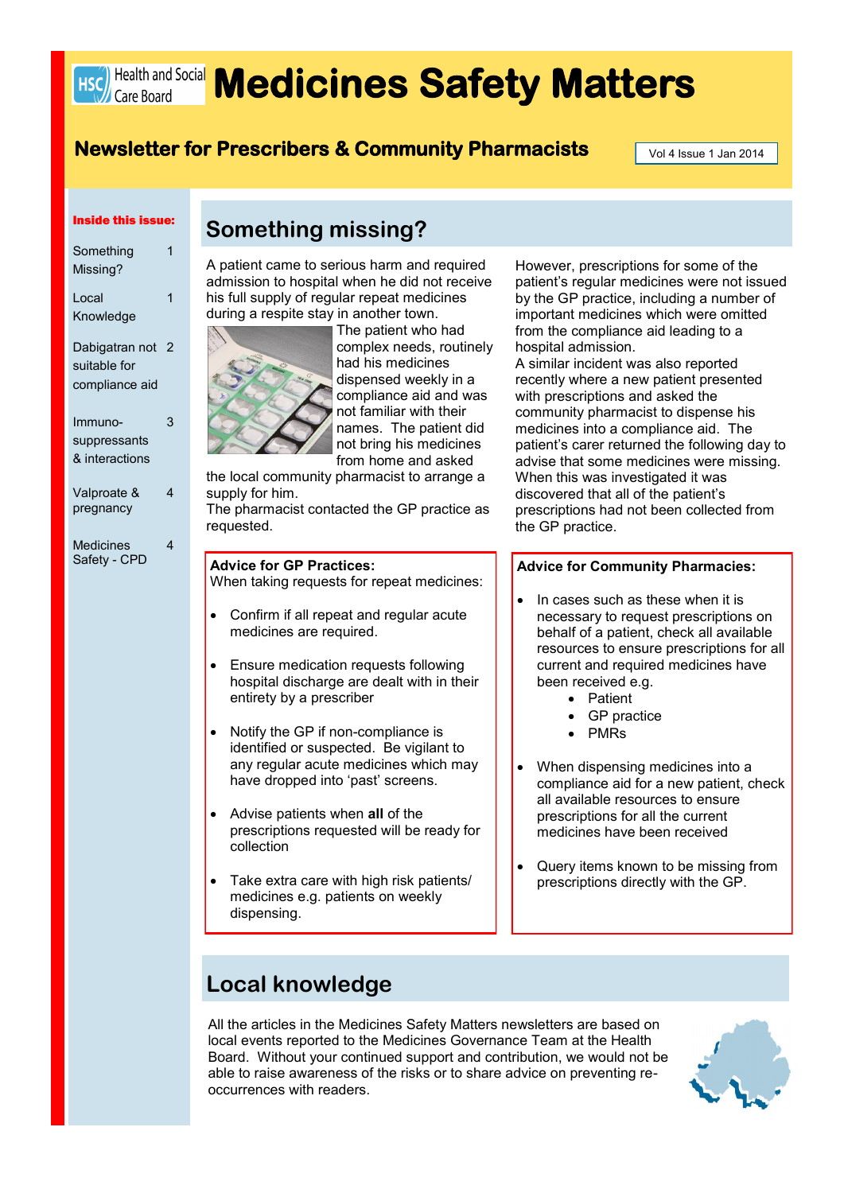# Medicines Safety Matters

**Newsletter for Prescribers & Community Pharmacists**

Vol 4 Issue 1 Jan 2014

**Inside this issue:**

- Something Missing? — 1
- Local Knowledge — 1
- Dabigatran not suitable for compliance aid — 2
- Immuno-suppressants & interactions — 3
- Valproate & pregnancy — 4
- Medicines Safety - CPD — 4

## Something missing?

A patient came to serious harm and required admission to hospital when he did not receive his full supply of regular repeat medicines during a respite stay in another town. The patient who had complex needs, routinely had his medicines dispensed weekly in a compliance aid and was not familiar with their names. The patient did not bring his medicines from home and asked the local community pharmacist to arrange a supply for him.

The pharmacist contacted the GP practice as requested.

However, prescriptions for some of the patient's regular medicines were not issued by the GP practice, including a number of important medicines which were omitted from the compliance aid leading to a hospital admission.

A similar incident was also reported recently where a new patient presented with prescriptions and asked the community pharmacist to dispense his medicines into a compliance aid. The patient's carer returned the following day to advise that some medicines were missing. When this was investigated it was discovered that all of the patient's prescriptions had not been collected from the GP practice.

**Advice for GP Practices:**

When taking requests for repeat medicines:

- Confirm if all repeat and regular acute medicines are required.
- Ensure medication requests following hospital discharge are dealt with in their entirety by a prescriber
- Notify the GP if non-compliance is identified or suspected. Be vigilant to any regular acute medicines which may have dropped into 'past' screens.
- Advise patients when **all** of the prescriptions requested will be ready for collection
- Take extra care with high risk patients/ medicines e.g. patients on weekly dispensing.

**Advice for Community Pharmacies:**

- In cases such as these when it is necessary to request prescriptions on behalf of a patient, check all available resources to ensure prescriptions for all current and required medicines have been received e.g.
  - Patient
  - GP practice
  - PMRs
- When dispensing medicines into a compliance aid for a new patient, check all available resources to ensure prescriptions for all the current medicines have been received
- Query items known to be missing from prescriptions directly with the GP.

## Local knowledge

All the articles in the Medicines Safety Matters newsletters are based on local events reported to the Medicines Governance Team at the Health Board. Without your continued support and contribution, we would not be able to raise awareness of the risks or to share advice on preventing re-occurrences with readers.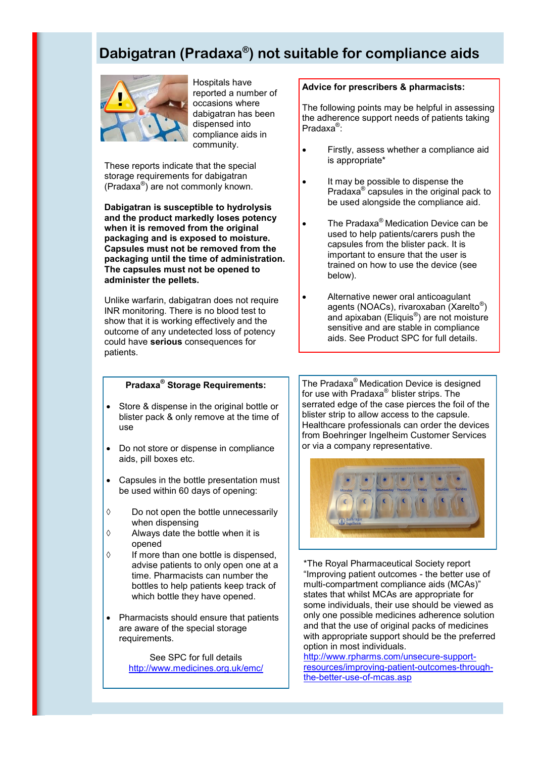# Dabigatran (Pradaxa®) not suitable for compliance aids

Hospitals have reported a number of occasions where dabigatran has been dispensed into compliance aids in community.

These reports indicate that the special storage requirements for dabigatran (Pradaxa®) are not commonly known.

**Dabigatran is susceptible to hydrolysis and the product markedly loses potency when it is removed from the original packaging and is exposed to moisture. Capsules must not be removed from the packaging until the time of administration. The capsules must not be opened to administer the pellets.**

Unlike warfarin, dabigatran does not require INR monitoring. There is no blood test to show that it is working effectively and the outcome of any undetected loss of potency could have **serious** consequences for patients.

**Advice for prescribers & pharmacists:**

The following points may be helpful in assessing the adherence support needs of patients taking Pradaxa®:

- Firstly, assess whether a compliance aid is appropriate*
- It may be possible to dispense the Pradaxa® capsules in the original pack to be used alongside the compliance aid.
- The Pradaxa® Medication Device can be used to help patients/carers push the capsules from the blister pack. It is important to ensure that the user is trained on how to use the device (see below).
- Alternative newer oral anticoagulant agents (NOACs), rivaroxaban (Xarelto®) and apixaban (Eliquis®) are not moisture sensitive and are stable in compliance aids. See Product SPC for full details.

**Pradaxa® Storage Requirements:**

- Store & dispense in the original bottle or blister pack & only remove at the time of use
- Do not store or dispense in compliance aids, pill boxes etc.
- Capsules in the bottle presentation must be used within 60 days of opening:
  - ◊ Do not open the bottle unnecessarily when dispensing
  - ◊ Always date the bottle when it is opened
  - ◊ If more than one bottle is dispensed, advise patients to only open one at a time. Pharmacists can number the bottles to help patients keep track of which bottle they have opened.
- Pharmacists should ensure that patients are aware of the special storage requirements.

See SPC for full details
http://www.medicines.org.uk/emc/

The Pradaxa® Medication Device is designed for use with Pradaxa® blister strips. The serrated edge of the case pierces the foil of the blister strip to allow access to the capsule. Healthcare professionals can order the devices from Boehringer Ingelheim Customer Services or via a company representative.

*The Royal Pharmaceutical Society report “Improving patient outcomes - the better use of multi-compartment compliance aids (MCAs)” states that whilst MCAs are appropriate for some individuals, their use should be viewed as only one possible medicines adherence solution and that the use of original packs of medicines with appropriate support should be the preferred option in most individuals.
http://www.rpharms.com/unsecure-support-resources/improving-patient-outcomes-through-the-better-use-of-mcas.asp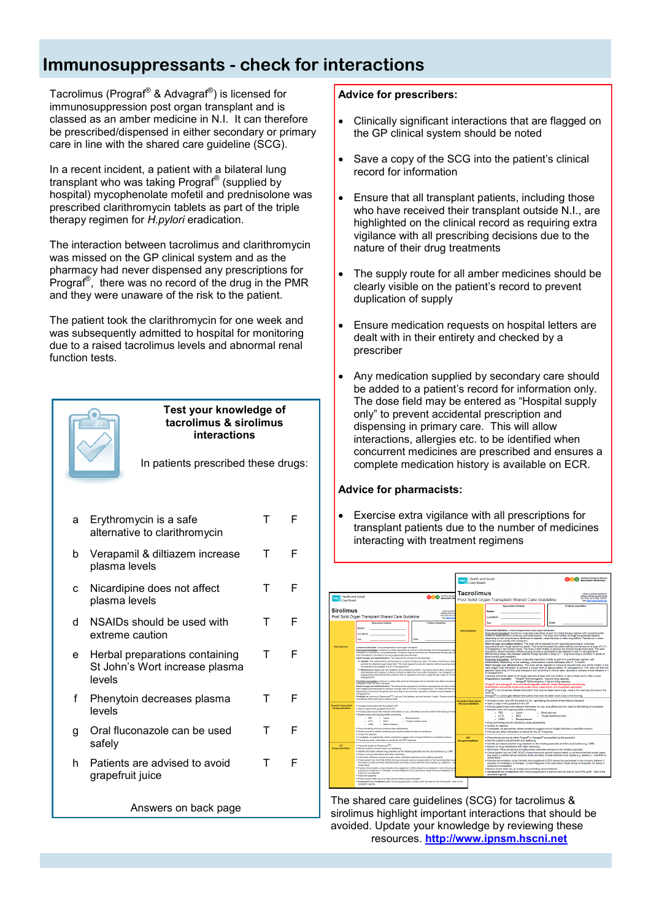# Immunosuppressants - check for interactions

Tacrolimus (Prograf® & Advagraf®) is licensed for immunosuppression post organ transplant and is classed as an amber medicine in N.I. It can therefore be prescribed/dispensed in either secondary or primary care in line with the shared care guideline (SCG).

In a recent incident, a patient with a bilateral lung transplant who was taking Prograf® (supplied by hospital) mycophenolate mofetil and prednisolone was prescribed clarithromycin tablets as part of the triple therapy regimen for *H.pylori* eradication.

The interaction between tacrolimus and clarithromycin was missed on the GP clinical system and as the pharmacy had never dispensed any prescriptions for Prograf®, there was no record of the drug in the PMR and they were unaware of the risk to the patient.

The patient took the clarithromycin for one week and was subsequently admitted to hospital for monitoring due to a raised tacrolimus levels and abnormal renal function tests.

## Test your knowledge of tacrolimus & sirolimus interactions

In patients prescribed these drugs:

| | | | |
|---|---|---|---|
| a | Erythromycin is a safe alternative to clarithromycin | T | F |
| b | Verapamil & diltiazem increase plasma levels | T | F |
| c | Nicardipine does not affect plasma levels | T | F |
| d | NSAIDs should be used with extreme caution | T | F |
| e | Herbal preparations containing St John's Wort increase plasma levels | T | F |
| f | Phenytoin decreases plasma levels | T | F |
| g | Oral fluconazole can be used safely | T | F |
| h | Patients are advised to avoid grapefruit juice | T | F |

Answers on back page

## Advice for prescribers:

- Clinically significant interactions that are flagged on the GP clinical system should be noted
- Save a copy of the SCG into the patient's clinical record for information
- Ensure that all transplant patients, including those who have received their transplant outside N.I., are highlighted on the clinical record as requiring extra vigilance with all prescribing decisions due to the nature of their drug treatments
- The supply route for all amber medicines should be clearly visible on the patient's record to prevent duplication of supply
- Ensure medication requests on hospital letters are dealt with in their entirety and checked by a prescriber
- Any medication supplied by secondary care should be added to a patient's record for information only. The dose field may be entered as "Hospital supply only" to prevent accidental prescription and dispensing in primary care. This will allow interactions, allergies etc. to be identified when concurrent medicines are prescribed and ensures a complete medication history is available on ECR.

## Advice for pharmacists:

- Exercise extra vigilance with all prescriptions for transplant patients due to the number of medicines interacting with treatment regimens

The shared care guidelines (SCG) for tacrolimus & sirolimus highlight important interactions that should be avoided. Update your knowledge by reviewing these resources. http://www.ipnsm.hscni.net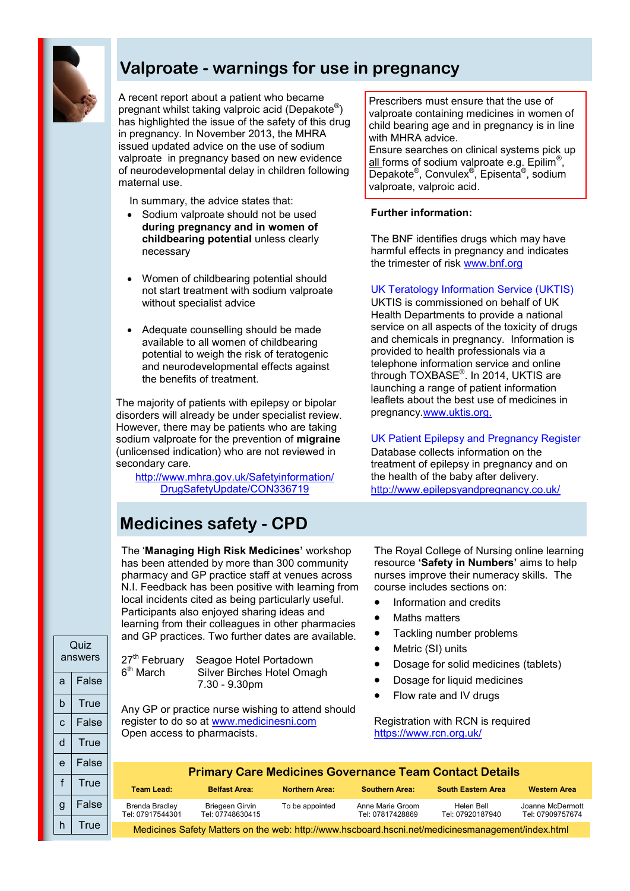## Valproate - warnings for use in pregnancy

A recent report about a patient who became pregnant whilst taking valproic acid (Depakote®) has highlighted the issue of the safety of this drug in pregnancy. In November 2013, the MHRA issued updated advice on the use of sodium valproate in pregnancy based on new evidence of neurodevelopmental delay in children following maternal use.

In summary, the advice states that:

- Sodium valproate should not be used **during pregnancy and in women of childbearing potential** unless clearly necessary
- Women of childbearing potential should not start treatment with sodium valproate without specialist advice
- Adequate counselling should be made available to all women of childbearing potential to weigh the risk of teratogenic and neurodevelopmental effects against the benefits of treatment.

The majority of patients with epilepsy or bipolar disorders will already be under specialist review. However, there may be patients who are taking sodium valproate for the prevention of **migraine** (unlicensed indication) who are not reviewed in secondary care.

http://www.mhra.gov.uk/Safetyinformation/DrugSafetyUpdate/CON336719

Prescribers must ensure that the use of valproate containing medicines in women of child bearing age and in pregnancy is in line with MHRA advice.
Ensure searches on clinical systems pick up all forms of sodium valproate e.g. Epilim®, Depakote®, Convulex®, Episenta®, sodium valproate, valproic acid.

**Further information:**

The BNF identifies drugs which may have harmful effects in pregnancy and indicates the trimester of risk www.bnf.org

UK Teratology Information Service (UKTIS)
UKTIS is commissioned on behalf of UK Health Departments to provide a national service on all aspects of the toxicity of drugs and chemicals in pregnancy. Information is provided to health professionals via a telephone information service and online through TOXBASE®. In 2014, UKTIS are launching a range of patient information leaflets about the best use of medicines in pregnancy. www.uktis.org.

UK Patient Epilepsy and Pregnancy Register
Database collects information on the treatment of epilepsy in pregnancy and on the health of the baby after delivery.
http://www.epilepsyandpregnancy.co.uk/

## Medicines safety - CPD

The '**Managing High Risk Medicines'** workshop has been attended by more than 300 community pharmacy and GP practice staff at venues across N.I. Feedback has been positive with learning from local incidents cited as being particularly useful. Participants also enjoyed sharing ideas and learning from their colleagues in other pharmacies and GP practices. Two further dates are available.

27th February Seagoe Hotel Portadown
6th March Silver Birches Hotel Omagh
7.30 - 9.30pm

Any GP or practice nurse wishing to attend should register to do so at www.medicinesni.com
Open access to pharmacists.

The Royal College of Nursing online learning resource **'Safety in Numbers'** aims to help nurses improve their numeracy skills. The course includes sections on:

- Information and credits
- Maths matters
- Tackling number problems
- Metric (SI) units
- Dosage for solid medicines (tablets)
- Dosage for liquid medicines
- Flow rate and IV drugs

Registration with RCN is required
https://www.rcn.org.uk/

| Quiz answers | |
|---|---|
| a | False |
| b | True |
| c | False |
| d | True |
| e | False |
| f | True |
| g | False |
| h | True |

**Primary Care Medicines Governance Team Contact Details**

| Team Lead: | Belfast Area: | Northern Area: | Southern Area: | South Eastern Area | Western Area |
|---|---|---|---|---|---|
| Brenda Bradley Tel: 07917544301 | Briegeen Girvin Tel: 07748630415 | To be appointed | Anne Marie Groom Tel: 07817428869 | Helen Bell Tel: 07920187940 | Joanne McDermott Tel: 07909757674 |

Medicines Safety Matters on the web: http://www.hscboard.hscni.net/medicinesmanagement/index.html